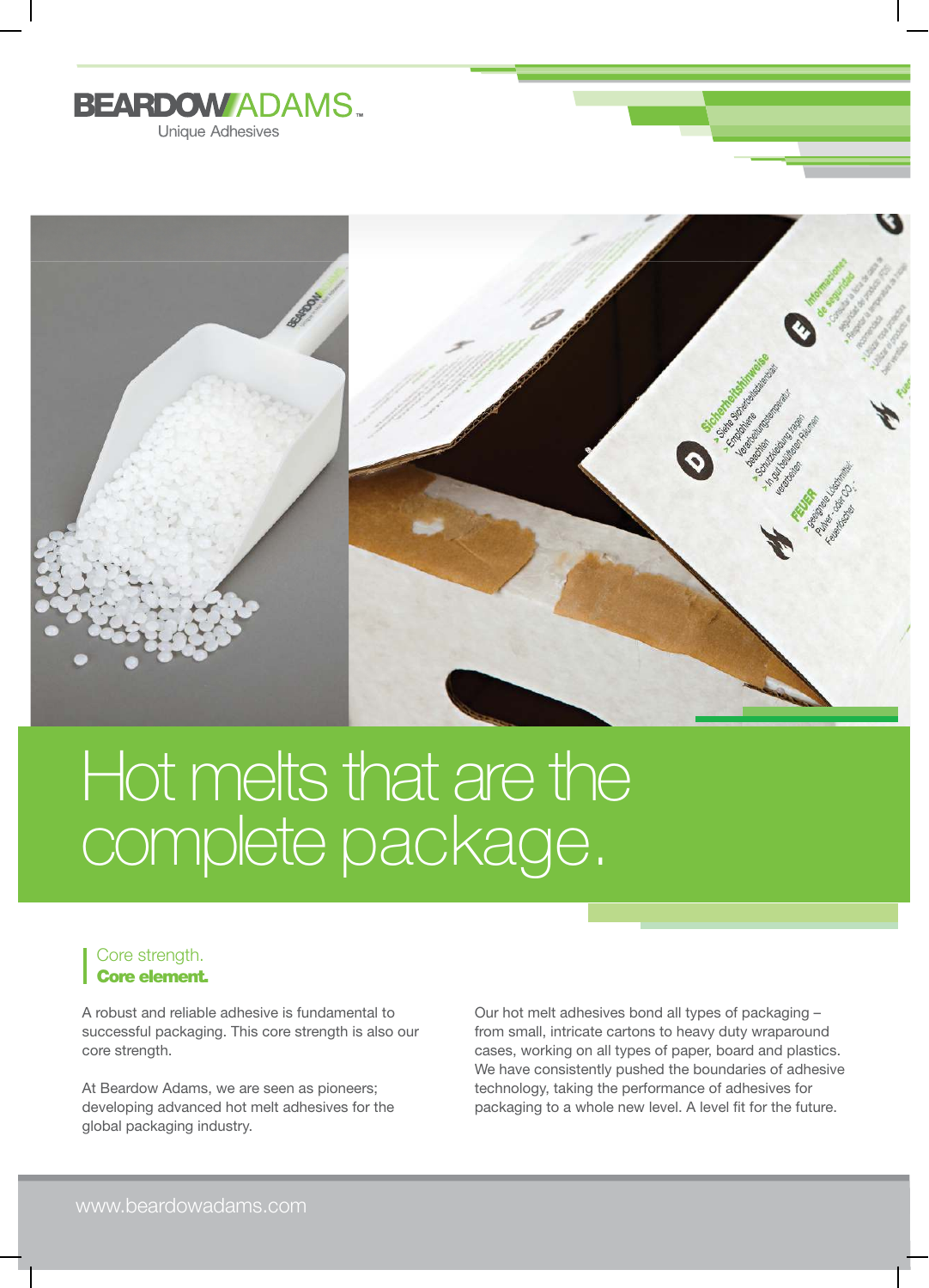BEARDOW ADAMS

Unique Adhesives

# Hot melts that are the complete package.

## Core strength.
**Core element.**

A robust and reliable adhesive is fundamental to successful packaging. This core strength is also our core strength.

At Beardow Adams, we are seen as pioneers; developing advanced hot melt adhesives for the global packaging industry.

Our hot melt adhesives bond all types of packaging – from small, intricate cartons to heavy duty wraparound cases, working on all types of paper, board and plastics. We have consistently pushed the boundaries of adhesive technology, taking the performance of adhesives for packaging to a whole new level. A level fit for the future.

www.beardowadams.com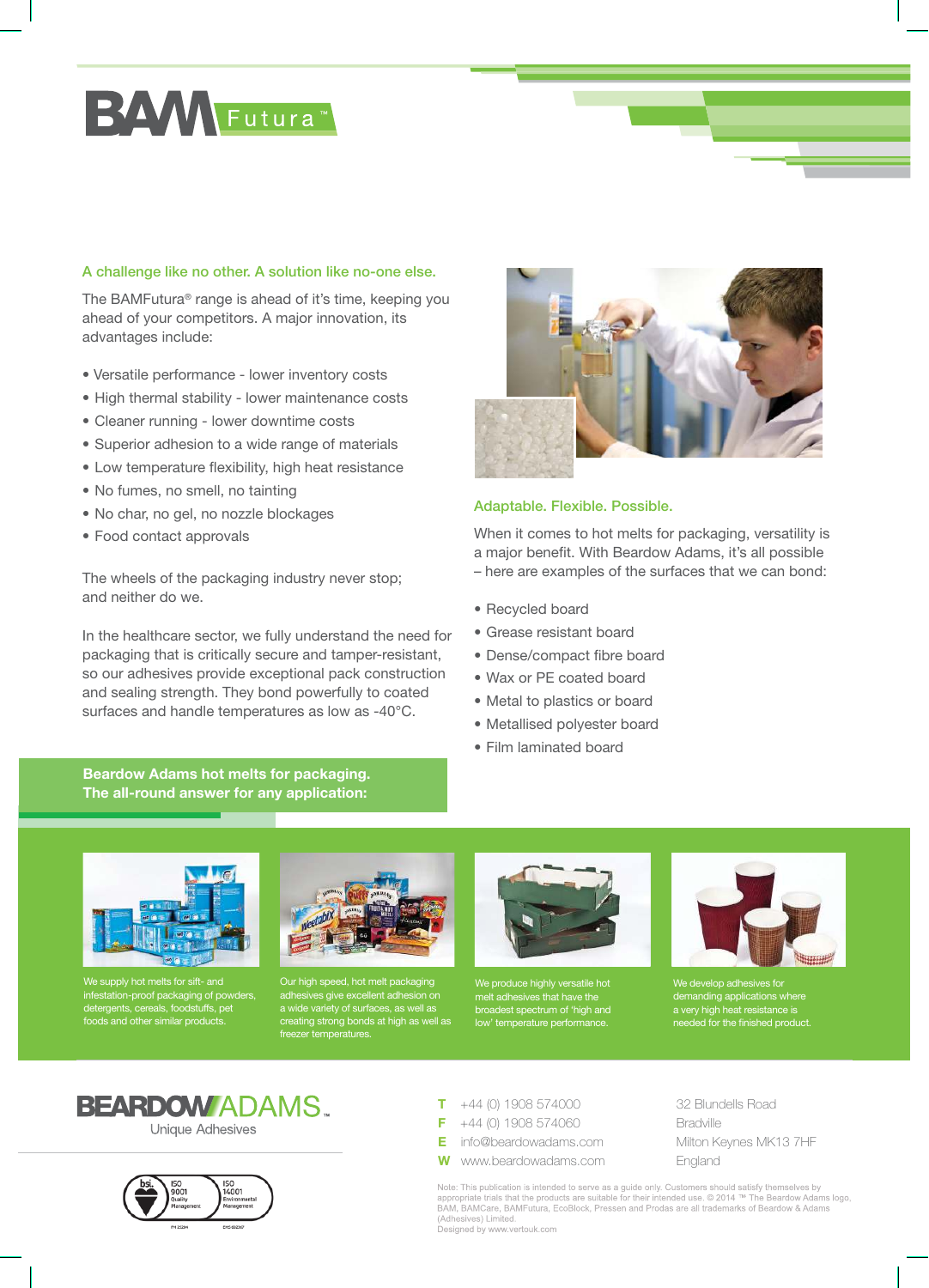BAM Futura™

## A challenge like no other. A solution like no-one else.

The BAMFutura® range is ahead of it's time, keeping you ahead of your competitors. A major innovation, its advantages include:

- Versatile performance - lower inventory costs
- High thermal stability - lower maintenance costs
- Cleaner running - lower downtime costs
- Superior adhesion to a wide range of materials
- Low temperature flexibility, high heat resistance
- No fumes, no smell, no tainting
- No char, no gel, no nozzle blockages
- Food contact approvals

The wheels of the packaging industry never stop; and neither do we.

In the healthcare sector, we fully understand the need for packaging that is critically secure and tamper-resistant, so our adhesives provide exceptional pack construction and sealing strength. They bond powerfully to coated surfaces and handle temperatures as low as -40°C.

## Adaptable. Flexible. Possible.

When it comes to hot melts for packaging, versatility is a major benefit. With Beardow Adams, it's all possible – here are examples of the surfaces that we can bond:

- Recycled board
- Grease resistant board
- Dense/compact fibre board
- Wax or PE coated board
- Metal to plastics or board
- Metallised polyester board
- Film laminated board

**Beardow Adams hot melts for packaging.**
**The all-round answer for any application:**

We supply hot melts for sift- and infestation-proof packaging of powders, detergents, cereals, foodstuffs, pet foods and other similar products.

Our high speed, hot melt packaging adhesives give excellent adhesion on a wide variety of surfaces, as well as creating strong bonds at high as well as freezer temperatures.

We produce highly versatile hot melt adhesives that have the broadest spectrum of 'high and low' temperature performance.

We develop adhesives for demanding applications where a very high heat resistance is needed for the finished product.

BEARDOW ADAMS™
Unique Adhesives

ISO 9001 Quality Management — FM 25384
ISO 14001 Environmental Management — EMS 663247

**T** +44 (0) 1908 574000
**F** +44 (0) 1908 574060
**E** info@beardowadams.com
**W** www.beardowadams.com

32 Blundells Road
Bradville
Milton Keynes MK13 7HF
England

Note: This publication is intended to serve as a guide only. Customers should satisfy themselves by appropriate trials that the products are suitable for their intended use. © 2014 ™ The Beardow Adams logo, BAM, BAMCare, BAMFutura, EcoBlock, Pressen and Prodas are all trademarks of Beardow & Adams (Adhesives) Limited.
Designed by www.vertouk.com